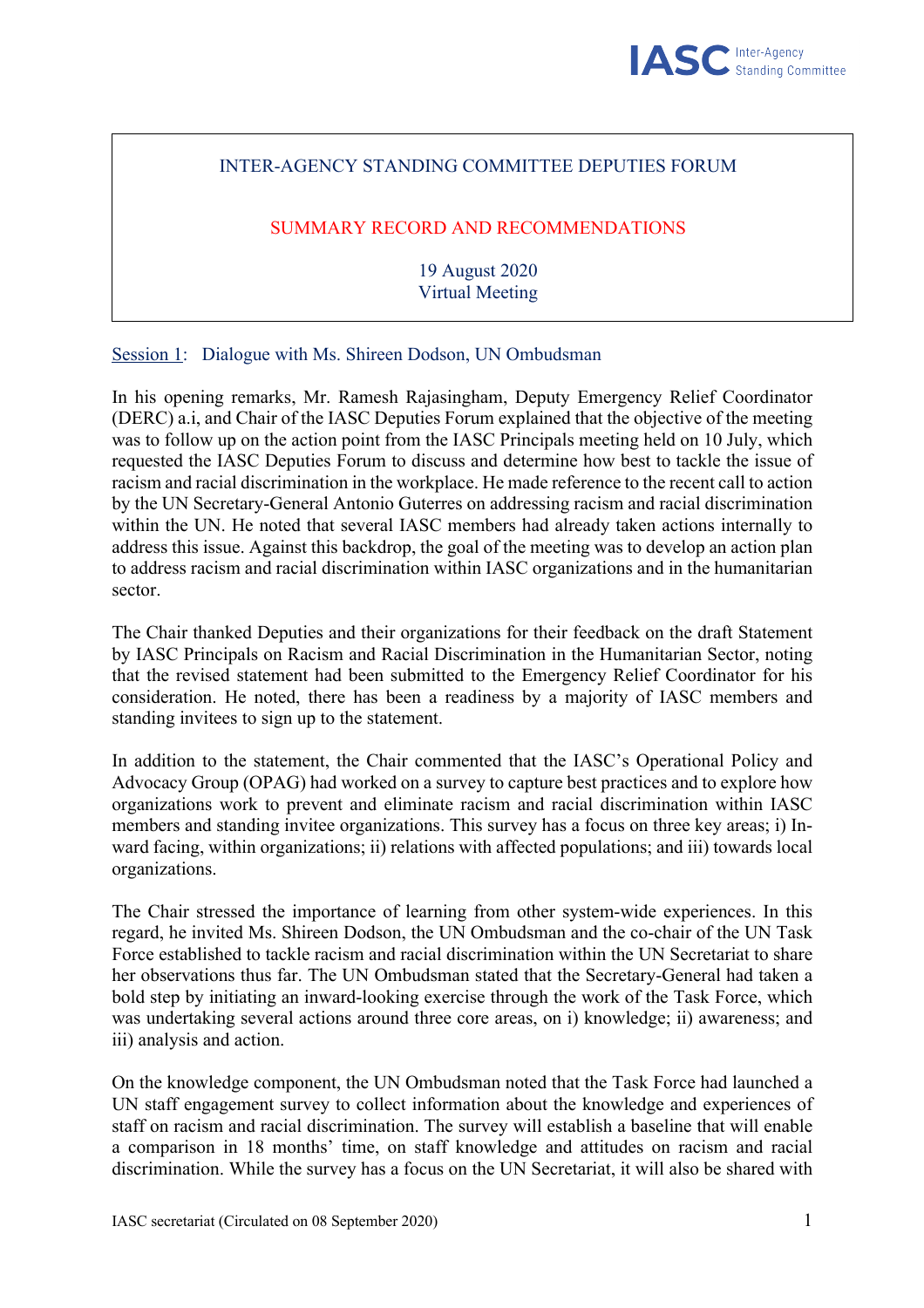INTER-AGENCY STANDING COMMITTEE DEPUTIES FORUM

SUMMARY RECORD AND RECOMMENDATIONS

19 August 2020
Virtual Meeting

## Session 1: Dialogue with Ms. Shireen Dodson, UN Ombudsman

In his opening remarks, Mr. Ramesh Rajasingham, Deputy Emergency Relief Coordinator (DERC) a.i, and Chair of the IASC Deputies Forum explained that the objective of the meeting was to follow up on the action point from the IASC Principals meeting held on 10 July, which requested the IASC Deputies Forum to discuss and determine how best to tackle the issue of racism and racial discrimination in the workplace. He made reference to the recent call to action by the UN Secretary-General Antonio Guterres on addressing racism and racial discrimination within the UN. He noted that several IASC members had already taken actions internally to address this issue. Against this backdrop, the goal of the meeting was to develop an action plan to address racism and racial discrimination within IASC organizations and in the humanitarian sector.

The Chair thanked Deputies and their organizations for their feedback on the draft Statement by IASC Principals on Racism and Racial Discrimination in the Humanitarian Sector, noting that the revised statement had been submitted to the Emergency Relief Coordinator for his consideration. He noted, there has been a readiness by a majority of IASC members and standing invitees to sign up to the statement.

In addition to the statement, the Chair commented that the IASC's Operational Policy and Advocacy Group (OPAG) had worked on a survey to capture best practices and to explore how organizations work to prevent and eliminate racism and racial discrimination within IASC members and standing invitee organizations. This survey has a focus on three key areas; i) Inward facing, within organizations; ii) relations with affected populations; and iii) towards local organizations.

The Chair stressed the importance of learning from other system-wide experiences. In this regard, he invited Ms. Shireen Dodson, the UN Ombudsman and the co-chair of the UN Task Force established to tackle racism and racial discrimination within the UN Secretariat to share her observations thus far. The UN Ombudsman stated that the Secretary-General had taken a bold step by initiating an inward-looking exercise through the work of the Task Force, which was undertaking several actions around three core areas, on i) knowledge; ii) awareness; and iii) analysis and action.

On the knowledge component, the UN Ombudsman noted that the Task Force had launched a UN staff engagement survey to collect information about the knowledge and experiences of staff on racism and racial discrimination. The survey will establish a baseline that will enable a comparison in 18 months' time, on staff knowledge and attitudes on racism and racial discrimination. While the survey has a focus on the UN Secretariat, it will also be shared with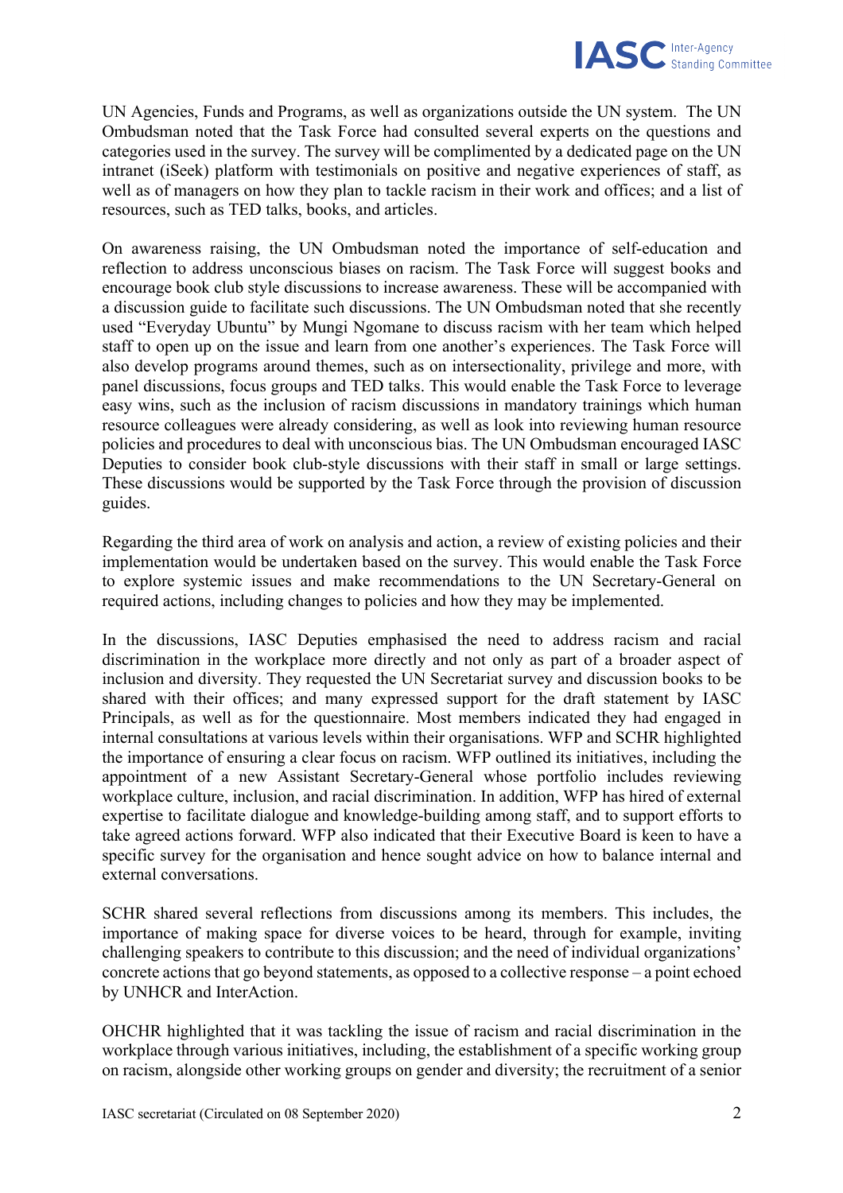UN Agencies, Funds and Programs, as well as organizations outside the UN system. The UN Ombudsman noted that the Task Force had consulted several experts on the questions and categories used in the survey. The survey will be complimented by a dedicated page on the UN intranet (iSeek) platform with testimonials on positive and negative experiences of staff, as well as of managers on how they plan to tackle racism in their work and offices; and a list of resources, such as TED talks, books, and articles.

On awareness raising, the UN Ombudsman noted the importance of self-education and reflection to address unconscious biases on racism. The Task Force will suggest books and encourage book club style discussions to increase awareness. These will be accompanied with a discussion guide to facilitate such discussions. The UN Ombudsman noted that she recently used "Everyday Ubuntu" by Mungi Ngomane to discuss racism with her team which helped staff to open up on the issue and learn from one another's experiences. The Task Force will also develop programs around themes, such as on intersectionality, privilege and more, with panel discussions, focus groups and TED talks. This would enable the Task Force to leverage easy wins, such as the inclusion of racism discussions in mandatory trainings which human resource colleagues were already considering, as well as look into reviewing human resource policies and procedures to deal with unconscious bias. The UN Ombudsman encouraged IASC Deputies to consider book club-style discussions with their staff in small or large settings. These discussions would be supported by the Task Force through the provision of discussion guides.

Regarding the third area of work on analysis and action, a review of existing policies and their implementation would be undertaken based on the survey. This would enable the Task Force to explore systemic issues and make recommendations to the UN Secretary-General on required actions, including changes to policies and how they may be implemented.

In the discussions, IASC Deputies emphasised the need to address racism and racial discrimination in the workplace more directly and not only as part of a broader aspect of inclusion and diversity. They requested the UN Secretariat survey and discussion books to be shared with their offices; and many expressed support for the draft statement by IASC Principals, as well as for the questionnaire. Most members indicated they had engaged in internal consultations at various levels within their organisations. WFP and SCHR highlighted the importance of ensuring a clear focus on racism. WFP outlined its initiatives, including the appointment of a new Assistant Secretary-General whose portfolio includes reviewing workplace culture, inclusion, and racial discrimination. In addition, WFP has hired of external expertise to facilitate dialogue and knowledge-building among staff, and to support efforts to take agreed actions forward. WFP also indicated that their Executive Board is keen to have a specific survey for the organisation and hence sought advice on how to balance internal and external conversations.

SCHR shared several reflections from discussions among its members. This includes, the importance of making space for diverse voices to be heard, through for example, inviting challenging speakers to contribute to this discussion; and the need of individual organizations' concrete actions that go beyond statements, as opposed to a collective response – a point echoed by UNHCR and InterAction.

OHCHR highlighted that it was tackling the issue of racism and racial discrimination in the workplace through various initiatives, including, the establishment of a specific working group on racism, alongside other working groups on gender and diversity; the recruitment of a senior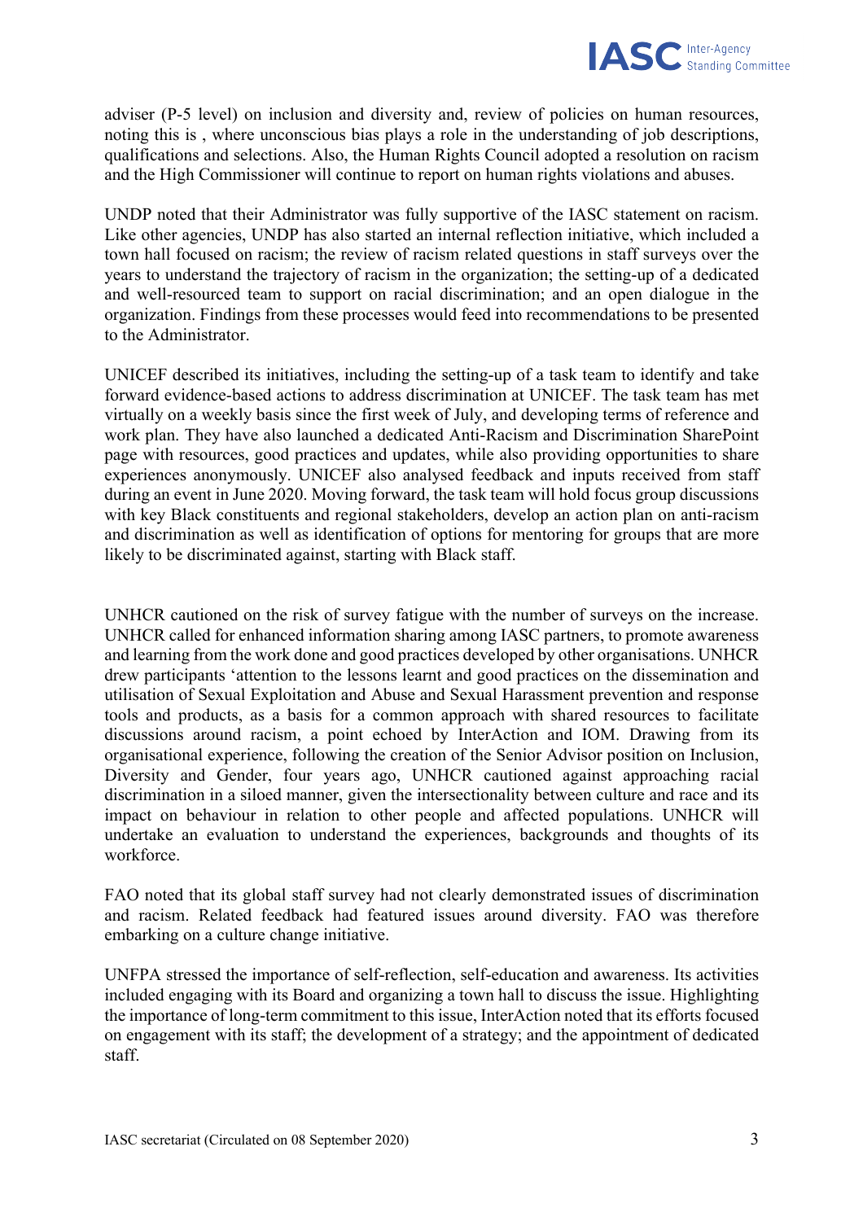adviser (P-5 level) on inclusion and diversity and, review of policies on human resources, noting this is , where unconscious bias plays a role in the understanding of job descriptions, qualifications and selections. Also, the Human Rights Council adopted a resolution on racism and the High Commissioner will continue to report on human rights violations and abuses.

UNDP noted that their Administrator was fully supportive of the IASC statement on racism. Like other agencies, UNDP has also started an internal reflection initiative, which included a town hall focused on racism; the review of racism related questions in staff surveys over the years to understand the trajectory of racism in the organization; the setting-up of a dedicated and well-resourced team to support on racial discrimination; and an open dialogue in the organization. Findings from these processes would feed into recommendations to be presented to the Administrator.

UNICEF described its initiatives, including the setting-up of a task team to identify and take forward evidence-based actions to address discrimination at UNICEF. The task team has met virtually on a weekly basis since the first week of July, and developing terms of reference and work plan. They have also launched a dedicated Anti-Racism and Discrimination SharePoint page with resources, good practices and updates, while also providing opportunities to share experiences anonymously. UNICEF also analysed feedback and inputs received from staff during an event in June 2020. Moving forward, the task team will hold focus group discussions with key Black constituents and regional stakeholders, develop an action plan on anti-racism and discrimination as well as identification of options for mentoring for groups that are more likely to be discriminated against, starting with Black staff.

UNHCR cautioned on the risk of survey fatigue with the number of surveys on the increase. UNHCR called for enhanced information sharing among IASC partners, to promote awareness and learning from the work done and good practices developed by other organisations. UNHCR drew participants 'attention to the lessons learnt and good practices on the dissemination and utilisation of Sexual Exploitation and Abuse and Sexual Harassment prevention and response tools and products, as a basis for a common approach with shared resources to facilitate discussions around racism, a point echoed by InterAction and IOM. Drawing from its organisational experience, following the creation of the Senior Advisor position on Inclusion, Diversity and Gender, four years ago, UNHCR cautioned against approaching racial discrimination in a siloed manner, given the intersectionality between culture and race and its impact on behaviour in relation to other people and affected populations. UNHCR will undertake an evaluation to understand the experiences, backgrounds and thoughts of its workforce.

FAO noted that its global staff survey had not clearly demonstrated issues of discrimination and racism. Related feedback had featured issues around diversity. FAO was therefore embarking on a culture change initiative.

UNFPA stressed the importance of self-reflection, self-education and awareness. Its activities included engaging with its Board and organizing a town hall to discuss the issue. Highlighting the importance of long-term commitment to this issue, InterAction noted that its efforts focused on engagement with its staff; the development of a strategy; and the appointment of dedicated staff.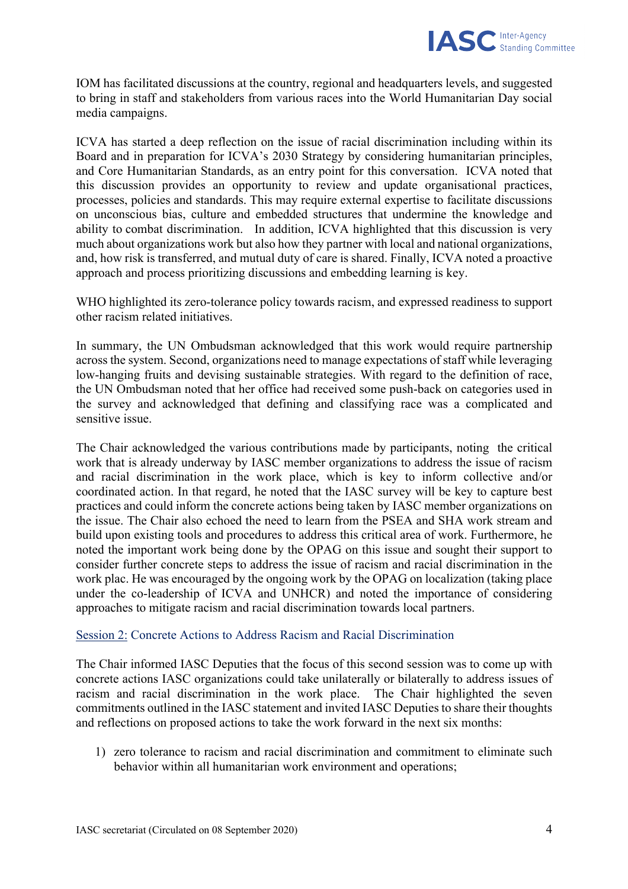IOM has facilitated discussions at the country, regional and headquarters levels, and suggested to bring in staff and stakeholders from various races into the World Humanitarian Day social media campaigns.

ICVA has started a deep reflection on the issue of racial discrimination including within its Board and in preparation for ICVA's 2030 Strategy by considering humanitarian principles, and Core Humanitarian Standards, as an entry point for this conversation. ICVA noted that this discussion provides an opportunity to review and update organisational practices, processes, policies and standards. This may require external expertise to facilitate discussions on unconscious bias, culture and embedded structures that undermine the knowledge and ability to combat discrimination. In addition, ICVA highlighted that this discussion is very much about organizations work but also how they partner with local and national organizations, and, how risk is transferred, and mutual duty of care is shared. Finally, ICVA noted a proactive approach and process prioritizing discussions and embedding learning is key.

WHO highlighted its zero-tolerance policy towards racism, and expressed readiness to support other racism related initiatives.

In summary, the UN Ombudsman acknowledged that this work would require partnership across the system. Second, organizations need to manage expectations of staff while leveraging low-hanging fruits and devising sustainable strategies. With regard to the definition of race, the UN Ombudsman noted that her office had received some push-back on categories used in the survey and acknowledged that defining and classifying race was a complicated and sensitive issue.

The Chair acknowledged the various contributions made by participants, noting the critical work that is already underway by IASC member organizations to address the issue of racism and racial discrimination in the work place, which is key to inform collective and/or coordinated action. In that regard, he noted that the IASC survey will be key to capture best practices and could inform the concrete actions being taken by IASC member organizations on the issue. The Chair also echoed the need to learn from the PSEA and SHA work stream and build upon existing tools and procedures to address this critical area of work. Furthermore, he noted the important work being done by the OPAG on this issue and sought their support to consider further concrete steps to address the issue of racism and racial discrimination in the work plac. He was encouraged by the ongoing work by the OPAG on localization (taking place under the co-leadership of ICVA and UNHCR) and noted the importance of considering approaches to mitigate racism and racial discrimination towards local partners.

## Session 2: Concrete Actions to Address Racism and Racial Discrimination

The Chair informed IASC Deputies that the focus of this second session was to come up with concrete actions IASC organizations could take unilaterally or bilaterally to address issues of racism and racial discrimination in the work place. The Chair highlighted the seven commitments outlined in the IASC statement and invited IASC Deputies to share their thoughts and reflections on proposed actions to take the work forward in the next six months:

1) zero tolerance to racism and racial discrimination and commitment to eliminate such behavior within all humanitarian work environment and operations;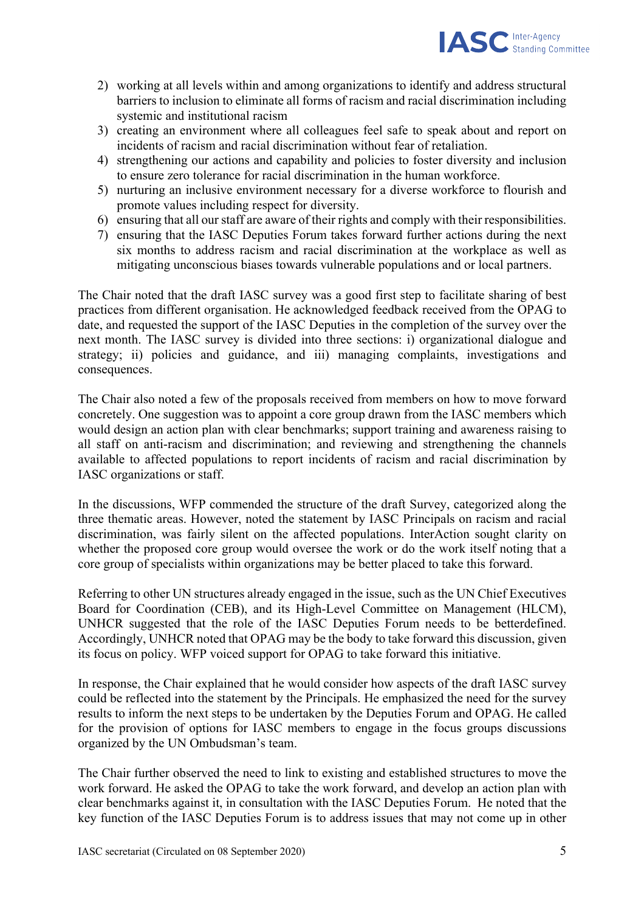2) working at all levels within and among organizations to identify and address structural barriers to inclusion to eliminate all forms of racism and racial discrimination including systemic and institutional racism
3) creating an environment where all colleagues feel safe to speak about and report on incidents of racism and racial discrimination without fear of retaliation.
4) strengthening our actions and capability and policies to foster diversity and inclusion to ensure zero tolerance for racial discrimination in the human workforce.
5) nurturing an inclusive environment necessary for a diverse workforce to flourish and promote values including respect for diversity.
6) ensuring that all our staff are aware of their rights and comply with their responsibilities.
7) ensuring that the IASC Deputies Forum takes forward further actions during the next six months to address racism and racial discrimination at the workplace as well as mitigating unconscious biases towards vulnerable populations and or local partners.

The Chair noted that the draft IASC survey was a good first step to facilitate sharing of best practices from different organisation. He acknowledged feedback received from the OPAG to date, and requested the support of the IASC Deputies in the completion of the survey over the next month. The IASC survey is divided into three sections: i) organizational dialogue and strategy; ii) policies and guidance, and iii) managing complaints, investigations and consequences.

The Chair also noted a few of the proposals received from members on how to move forward concretely. One suggestion was to appoint a core group drawn from the IASC members which would design an action plan with clear benchmarks; support training and awareness raising to all staff on anti-racism and discrimination; and reviewing and strengthening the channels available to affected populations to report incidents of racism and racial discrimination by IASC organizations or staff.

In the discussions, WFP commended the structure of the draft Survey, categorized along the three thematic areas. However, noted the statement by IASC Principals on racism and racial discrimination, was fairly silent on the affected populations. InterAction sought clarity on whether the proposed core group would oversee the work or do the work itself noting that a core group of specialists within organizations may be better placed to take this forward.

Referring to other UN structures already engaged in the issue, such as the UN Chief Executives Board for Coordination (CEB), and its High-Level Committee on Management (HLCM), UNHCR suggested that the role of the IASC Deputies Forum needs to be betterdefined. Accordingly, UNHCR noted that OPAG may be the body to take forward this discussion, given its focus on policy. WFP voiced support for OPAG to take forward this initiative.

In response, the Chair explained that he would consider how aspects of the draft IASC survey could be reflected into the statement by the Principals. He emphasized the need for the survey results to inform the next steps to be undertaken by the Deputies Forum and OPAG. He called for the provision of options for IASC members to engage in the focus groups discussions organized by the UN Ombudsman's team.

The Chair further observed the need to link to existing and established structures to move the work forward. He asked the OPAG to take the work forward, and develop an action plan with clear benchmarks against it, in consultation with the IASC Deputies Forum. He noted that the key function of the IASC Deputies Forum is to address issues that may not come up in other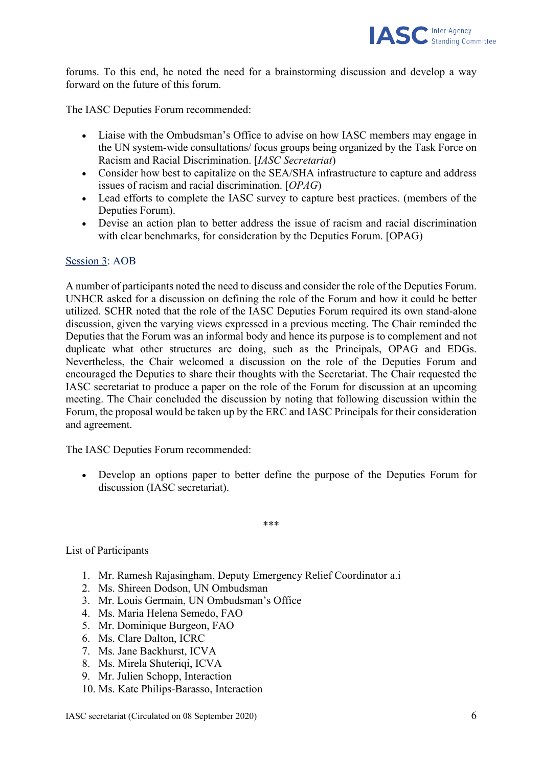forums. To this end, he noted the need for a brainstorming discussion and develop a way forward on the future of this forum.

The IASC Deputies Forum recommended:

- Liaise with the Ombudsman's Office to advise on how IASC members may engage in the UN system-wide consultations/ focus groups being organized by the Task Force on Racism and Racial Discrimination. [*IASC Secretariat*]
- Consider how best to capitalize on the SEA/SHA infrastructure to capture and address issues of racism and racial discrimination. [*OPAG*]
- Lead efforts to complete the IASC survey to capture best practices. (members of the Deputies Forum).
- Devise an action plan to better address the issue of racism and racial discrimination with clear benchmarks, for consideration by the Deputies Forum. [OPAG]

Session 3: AOB

A number of participants noted the need to discuss and consider the role of the Deputies Forum. UNHCR asked for a discussion on defining the role of the Forum and how it could be better utilized. SCHR noted that the role of the IASC Deputies Forum required its own stand-alone discussion, given the varying views expressed in a previous meeting. The Chair reminded the Deputies that the Forum was an informal body and hence its purpose is to complement and not duplicate what other structures are doing, such as the Principals, OPAG and EDGs. Nevertheless, the Chair welcomed a discussion on the role of the Deputies Forum and encouraged the Deputies to share their thoughts with the Secretariat. The Chair requested the IASC secretariat to produce a paper on the role of the Forum for discussion at an upcoming meeting. The Chair concluded the discussion by noting that following discussion within the Forum, the proposal would be taken up by the ERC and IASC Principals for their consideration and agreement.

The IASC Deputies Forum recommended:

- Develop an options paper to better define the purpose of the Deputies Forum for discussion (IASC secretariat).

***

List of Participants

1. Mr. Ramesh Rajasingham, Deputy Emergency Relief Coordinator a.i
2. Ms. Shireen Dodson, UN Ombudsman
3. Mr. Louis Germain, UN Ombudsman's Office
4. Ms. Maria Helena Semedo, FAO
5. Mr. Dominique Burgeon, FAO
6. Ms. Clare Dalton, ICRC
7. Ms. Jane Backhurst, ICVA
8. Ms. Mirela Shuteriqi, ICVA
9. Mr. Julien Schopp, Interaction
10. Ms. Kate Philips-Barasso, Interaction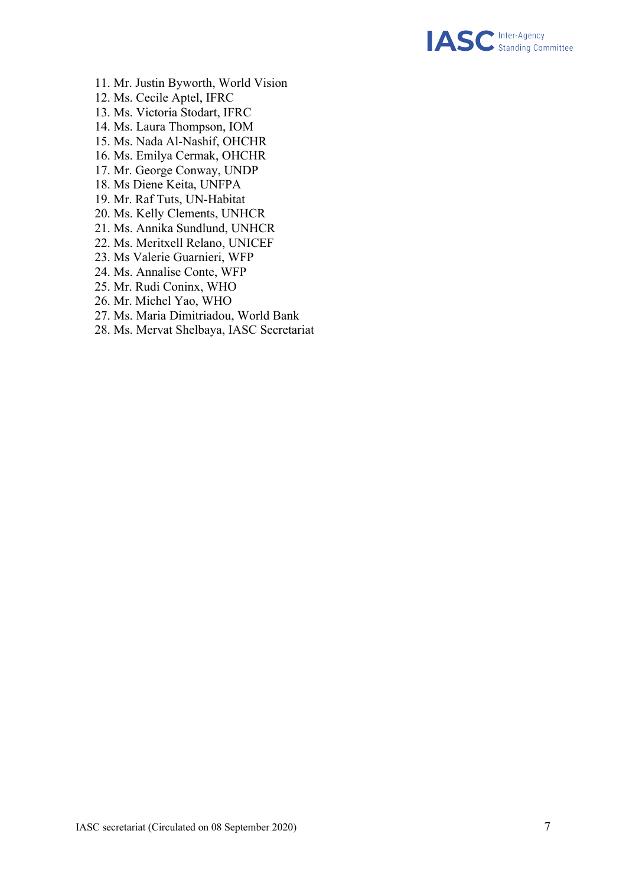11. Mr. Justin Byworth, World Vision
12. Ms. Cecile Aptel, IFRC
13. Ms. Victoria Stodart, IFRC
14. Ms. Laura Thompson, IOM
15. Ms. Nada Al-Nashif, OHCHR
16. Ms. Emilya Cermak, OHCHR
17. Mr. George Conway, UNDP
18. Ms Diene Keita, UNFPA
19. Mr. Raf Tuts, UN-Habitat
20. Ms. Kelly Clements, UNHCR
21. Ms. Annika Sundlund, UNHCR
22. Ms. Meritxell Relano, UNICEF
23. Ms Valerie Guarnieri, WFP
24. Ms. Annalise Conte, WFP
25. Mr. Rudi Coninx, WHO
26. Mr. Michel Yao, WHO
27. Ms. Maria Dimitriadou, World Bank
28. Ms. Mervat Shelbaya, IASC Secretariat